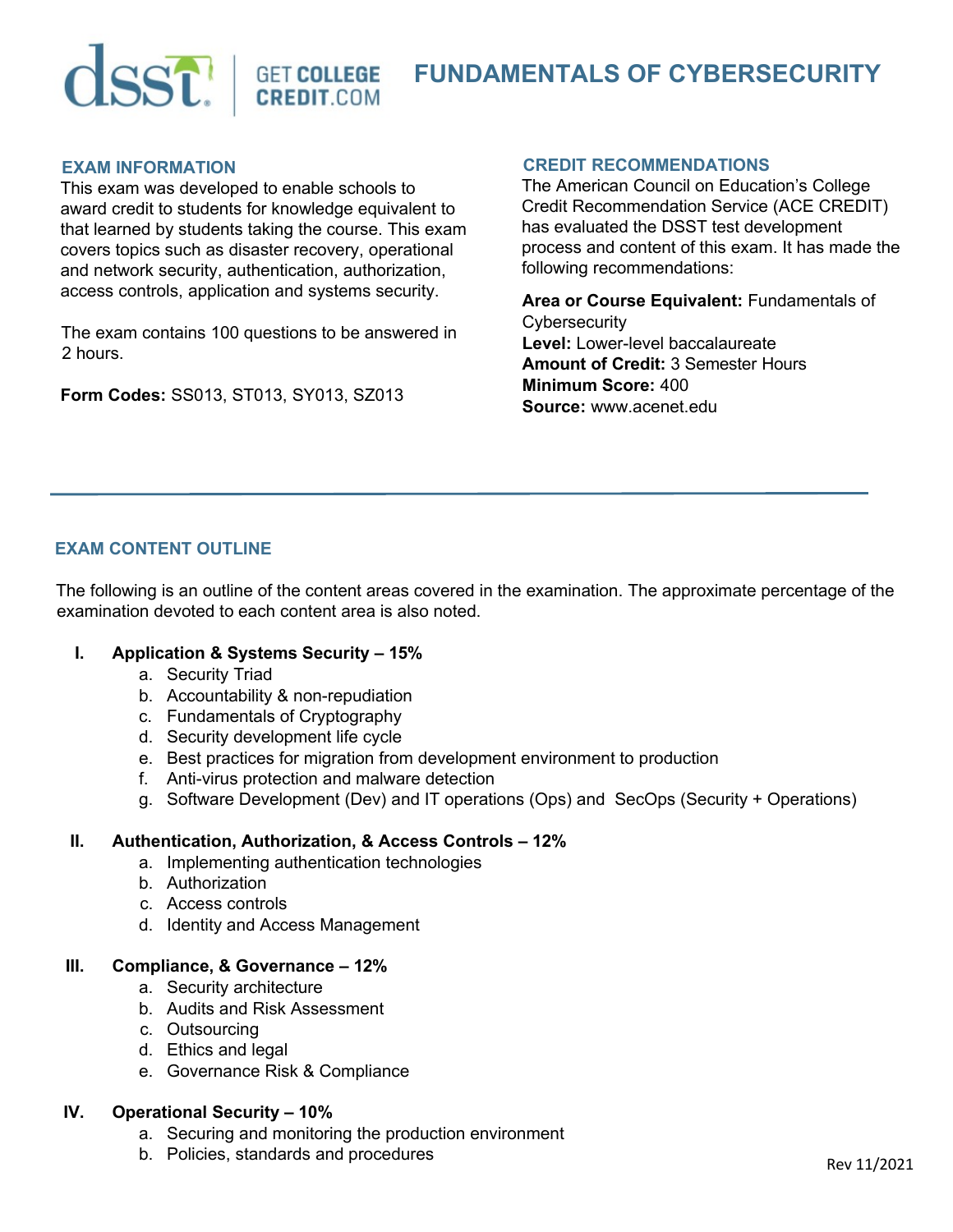# FUNDAMENTALS OF CYBERSECURITY

## EXAM INFORMATION

This exam was developed to enable schools to award credit to students for knowledge equivalent to that learned by students taking the course. This exam covers topics such as disaster recovery, operational and network security, authentication, authorization, access controls, application and systems security.

The exam contains 100 questions to be answered in 2 hours.

**Form Codes:** SS013, ST013, SY013, SZ013

## CREDIT RECOMMENDATIONS

The American Council on Education's College Credit Recommendation Service (ACE CREDIT) has evaluated the DSST test development process and content of this exam. It has made the following recommendations:

**Area or Course Equivalent:** Fundamentals of Cybersecurity
**Level:** Lower-level baccalaureate
**Amount of Credit:** 3 Semester Hours
**Minimum Score:** 400
**Source:** www.acenet.edu

---

## EXAM CONTENT OUTLINE

The following is an outline of the content areas covered in the examination. The approximate percentage of the examination devoted to each content area is also noted.

I. **Application & Systems Security – 15%**
   a. Security Triad
   b. Accountability & non-repudiation
   c. Fundamentals of Cryptography
   d. Security development life cycle
   e. Best practices for migration from development environment to production
   f. Anti-virus protection and malware detection
   g. Software Development (Dev) and IT operations (Ops) and SecOps (Security + Operations)

II. **Authentication, Authorization, & Access Controls – 12%**
   a. Implementing authentication technologies
   b. Authorization
   c. Access controls
   d. Identity and Access Management

III. **Compliance, & Governance – 12%**
   a. Security architecture
   b. Audits and Risk Assessment
   c. Outsourcing
   d. Ethics and legal
   e. Governance Risk & Compliance

IV. **Operational Security – 10%**
   a. Securing and monitoring the production environment
   b. Policies, standards and procedures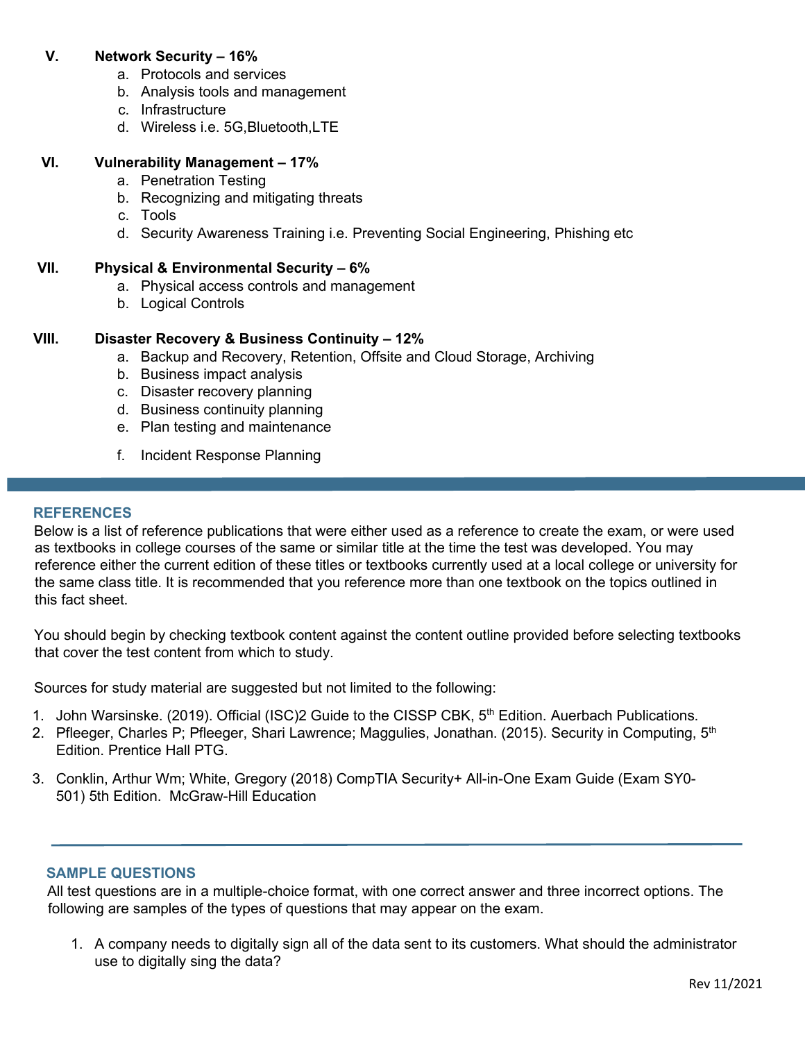V. **Network Security – 16%**
   a. Protocols and services
   b. Analysis tools and management
   c. Infrastructure
   d. Wireless i.e. 5G,Bluetooth,LTE

VI. **Vulnerability Management – 17%**
   a. Penetration Testing
   b. Recognizing and mitigating threats
   c. Tools
   d. Security Awareness Training i.e. Preventing Social Engineering, Phishing etc

VII. **Physical & Environmental Security – 6%**
   a. Physical access controls and management
   b. Logical Controls

VIII. **Disaster Recovery & Business Continuity – 12%**
   a. Backup and Recovery, Retention, Offsite and Cloud Storage, Archiving
   b. Business impact analysis
   c. Disaster recovery planning
   d. Business continuity planning
   e. Plan testing and maintenance
   f. Incident Response Planning

## REFERENCES

Below is a list of reference publications that were either used as a reference to create the exam, or were used as textbooks in college courses of the same or similar title at the time the test was developed. You may reference either the current edition of these titles or textbooks currently used at a local college or university for the same class title. It is recommended that you reference more than one textbook on the topics outlined in this fact sheet.

You should begin by checking textbook content against the content outline provided before selecting textbooks that cover the test content from which to study.

Sources for study material are suggested but not limited to the following:

1. John Warsinske. (2019). Official (ISC)2 Guide to the CISSP CBK, 5th Edition. Auerbach Publications.
2. Pfleeger, Charles P; Pfleeger, Shari Lawrence; Maggulies, Jonathan. (2015). Security in Computing, 5th Edition. Prentice Hall PTG.
3. Conklin, Arthur Wm; White, Gregory (2018) CompTIA Security+ All-in-One Exam Guide (Exam SY0-501) 5th Edition. McGraw-Hill Education

## SAMPLE QUESTIONS

All test questions are in a multiple-choice format, with one correct answer and three incorrect options. The following are samples of the types of questions that may appear on the exam.

1. A company needs to digitally sign all of the data sent to its customers. What should the administrator use to digitally sing the data?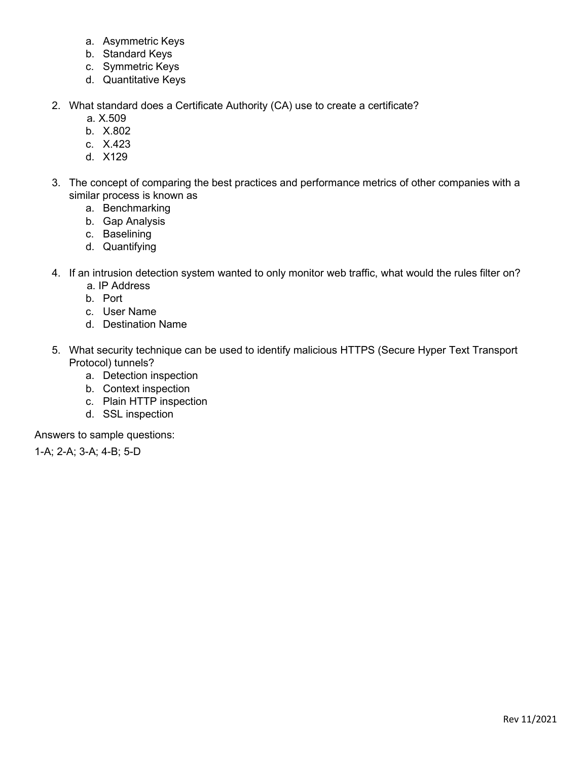a. Asymmetric Keys
b. Standard Keys
c. Symmetric Keys
d. Quantitative Keys

2. What standard does a Certificate Authority (CA) use to create a certificate?
   a. X.509
   b. X.802
   c. X.423
   d. X129

3. The concept of comparing the best practices and performance metrics of other companies with a similar process is known as
   a. Benchmarking
   b. Gap Analysis
   c. Baselining
   d. Quantifying

4. If an intrusion detection system wanted to only monitor web traffic, what would the rules filter on?
   a. IP Address
   b. Port
   c. User Name
   d. Destination Name

5. What security technique can be used to identify malicious HTTPS (Secure Hyper Text Transport Protocol) tunnels?
   a. Detection inspection
   b. Context inspection
   c. Plain HTTP inspection
   d. SSL inspection

Answers to sample questions:

1-A; 2-A; 3-A; 4-B; 5-D

Rev 11/2021